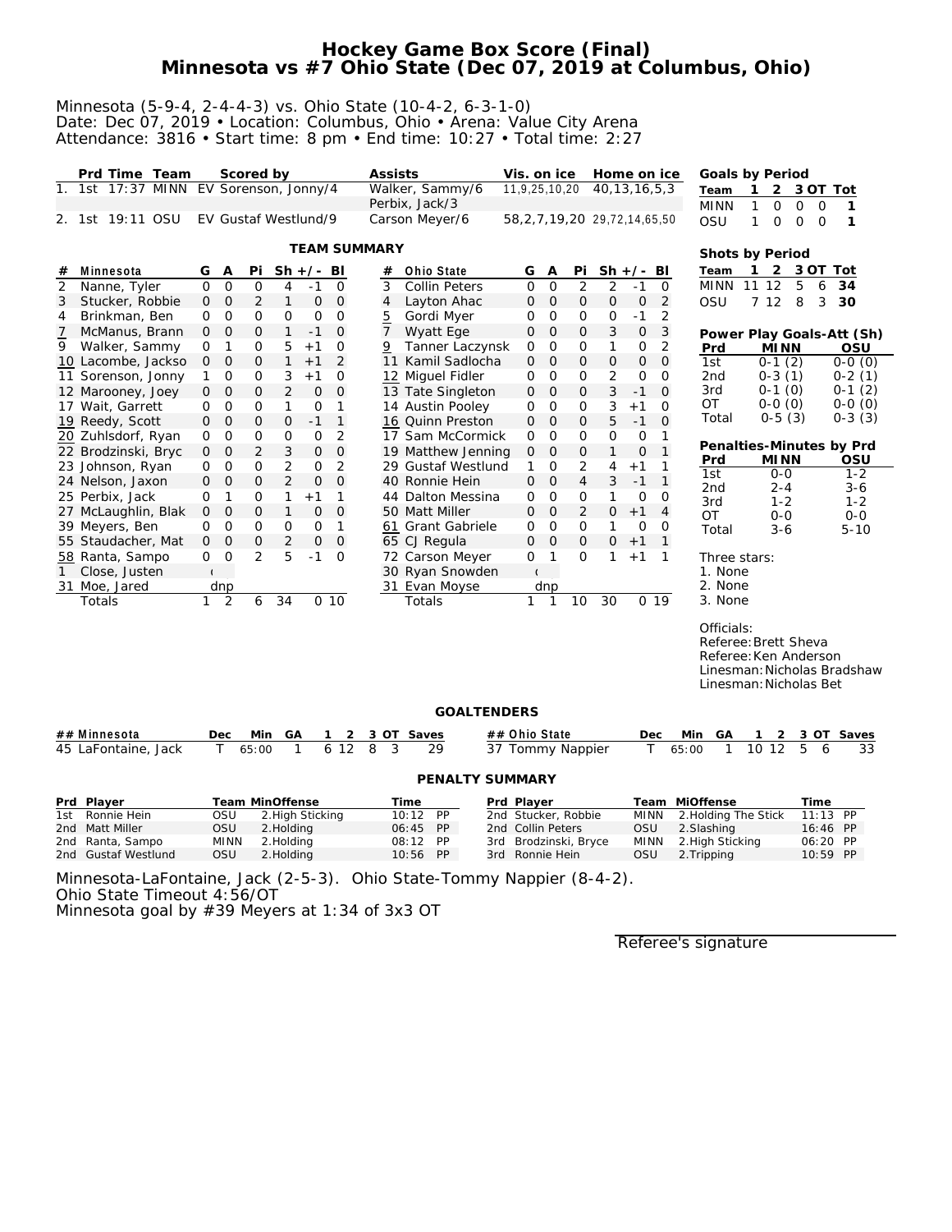# Hockey Game Box Score (Final)
# Minnesota vs #7 Ohio State (Dec 07, 2019 at Columbus, Ohio)

Minnesota (5-9-4, 2-4-4-3) vs. Ohio State (10-4-2, 6-3-1-0)
Date: Dec 07, 2019 • Location: Columbus, Ohio • Arena: Value City Arena
Attendance: 3816 • Start time: 8 pm • End time: 10:27 • Total time: 2:27

| | Prd | Time | Team | Scored by | Assists | Vis. on ice | Home on ice |
|---|---|---|---|---|---|---|---|
| 1. | 1st | 17:37 | MINN | EV Sorenson, Jonny/4 | Walker, Sammy/6 Perbix, Jack/3 | 11,9,25,10,20 | 40,13,16,5,3 |
| 2. | 1st | 19:11 | OSU | EV Gustaf Westlund/9 | Carson Meyer/6 | 58,2,7,19,20 | 29,72,14,65,50 |

**Goals by Period**

| Team | 1 | 2 | 3 | OT | Tot |
|---|---|---|---|---|---|
| MINN | 1 | 0 | 0 | 0 | 1 |
| OSU | 1 | 0 | 0 | 0 | 1 |

## TEAM SUMMARY

| # | Minnesota | G | A | Pi | Sh | +/- | Bl |
|---|---|---|---|---|---|---|---|
| 2 | Nanne, Tyler | 0 | 0 | 0 | 4 | -1 | 0 |
| 3 | Stucker, Robbie | 0 | 0 | 2 | 1 | 0 | 0 |
| 4 | Brinkman, Ben | 0 | 0 | 0 | 0 | 0 | 0 |
| 7 | McManus, Brann | 0 | 0 | 0 | 1 | -1 | 0 |
| 9 | Walker, Sammy | 0 | 1 | 0 | 5 | +1 | 0 |
| 10 | Lacombe, Jackso | 0 | 0 | 0 | 1 | +1 | 2 |
| 11 | Sorenson, Jonny | 1 | 0 | 0 | 3 | +1 | 0 |
| 12 | Marooney, Joey | 0 | 0 | 0 | 2 | 0 | 0 |
| 17 | Wait, Garrett | 0 | 0 | 0 | 1 | 0 | 1 |
| 19 | Reedy, Scott | 0 | 0 | 0 | 0 | -1 | 1 |
| 20 | Zuhlsdorf, Ryan | 0 | 0 | 0 | 0 | 0 | 2 |
| 22 | Brodzinski, Bryc | 0 | 0 | 2 | 3 | 0 | 0 |
| 23 | Johnson, Ryan | 0 | 0 | 0 | 2 | 0 | 2 |
| 24 | Nelson, Jaxon | 0 | 0 | 0 | 2 | 0 | 0 |
| 25 | Perbix, Jack | 0 | 1 | 0 | 1 | +1 | 1 |
| 27 | McLaughlin, Blak | 0 | 0 | 0 | 1 | 0 | 0 |
| 39 | Meyers, Ben | 0 | 0 | 0 | 0 | 0 | 1 |
| 55 | Staudacher, Mat | 0 | 0 | 0 | 2 | 0 | 0 |
| 58 | Ranta, Sampo | 0 | 0 | 2 | 5 | -1 | 0 |
| 1 | Close, Justen | ( | | | | | |
| 31 | Moe, Jared | dnp | | | | | |
| | Totals | 1 | 2 | 6 | 34 | 0 | 10 |

| # | Ohio State | G | A | Pi | Sh | +/- | Bl |
|---|---|---|---|---|---|---|---|
| 3 | Collin Peters | 0 | 0 | 2 | 2 | -1 | 0 |
| 4 | Layton Ahac | 0 | 0 | 0 | 0 | 0 | 2 |
| 5 | Gordi Myer | 0 | 0 | 0 | 0 | -1 | 2 |
| 7 | Wyatt Ege | 0 | 0 | 0 | 3 | 0 | 3 |
| 9 | Tanner Laczynsk | 0 | 0 | 0 | 1 | 0 | 2 |
| 11 | Kamil Sadlocha | 0 | 0 | 0 | 0 | 0 | 0 |
| 12 | Miguel Fidler | 0 | 0 | 0 | 2 | 0 | 0 |
| 13 | Tate Singleton | 0 | 0 | 0 | 3 | -1 | 0 |
| 14 | Austin Pooley | 0 | 0 | 0 | 3 | +1 | 0 |
| 16 | Quinn Preston | 0 | 0 | 0 | 5 | -1 | 0 |
| 17 | Sam McCormick | 0 | 0 | 0 | 0 | 0 | 1 |
| 19 | Matthew Jenning | 0 | 0 | 0 | 1 | 0 | 1 |
| 29 | Gustaf Westlund | 1 | 0 | 2 | 4 | +1 | 1 |
| 40 | Ronnie Hein | 0 | 0 | 4 | 3 | -1 | 1 |
| 44 | Dalton Messina | 0 | 0 | 0 | 1 | 0 | 0 |
| 50 | Matt Miller | 0 | 0 | 2 | 0 | +1 | 4 |
| 61 | Grant Gabriele | 0 | 0 | 0 | 1 | 0 | 0 |
| 65 | CJ Regula | 0 | 0 | 0 | 0 | +1 | 1 |
| 72 | Carson Meyer | 0 | 1 | 0 | 1 | +1 | 1 |
| 30 | Ryan Snowden | ( | | | | | |
| 31 | Evan Moyse | dnp | | | | | |
| | Totals | 1 | 1 | 10 | 30 | 0 | 19 |

**Shots by Period**

| Team | 1 | 2 | 3 | OT | Tot |
|---|---|---|---|---|---|
| MINN | 11 | 12 | 5 | 6 | 34 |
| OSU | 7 | 12 | 8 | 3 | 30 |

**Power Play Goals-Att (Sh)**

| Prd | MINN | OSU |
|---|---|---|
| 1st | 0-1 (2) | 0-0 (0) |
| 2nd | 0-3 (1) | 0-2 (1) |
| 3rd | 0-1 (0) | 0-1 (2) |
| OT | 0-0 (0) | 0-0 (0) |
| Total | 0-5 (3) | 0-3 (3) |

**Penalties-Minutes by Prd**

| Prd | MINN | OSU |
|---|---|---|
| 1st | 0-0 | 1-2 |
| 2nd | 2-4 | 3-6 |
| 3rd | 1-2 | 1-2 |
| OT | 0-0 | 0-0 |
| Total | 3-6 | 5-10 |

Three stars:
1. None
2. None
3. None

Officials:
Referee: Brett Sheva
Referee: Ken Anderson
Linesman: Nicholas Bradshaw
Linesman: Nicholas Bet

## GOALTENDERS

| ## | Minnesota | Dec | Min | GA | 1 | 2 | 3 | OT | Saves |
|---|---|---|---|---|---|---|---|---|---|
| 45 | LaFontaine, Jack | T | 65:00 | 1 | 6 | 12 | 8 | 3 | 29 |

| ## | Ohio State | Dec | Min | GA | 1 | 2 | 3 | OT | Saves |
|---|---|---|---|---|---|---|---|---|---|
| 37 | Tommy Nappier | T | 65:00 | 1 | 10 | 12 | 5 | 6 | 33 |

## PENALTY SUMMARY

| Prd | Player | Team | MinOffense | Time |
|---|---|---|---|---|
| 1st | Ronnie Hein | OSU | 2.High Sticking | 10:12 PP |
| 2nd | Matt Miller | OSU | 2.Holding | 06:45 PP |
| 2nd | Ranta, Sampo | MINN | 2.Holding | 08:12 PP |
| 2nd | Gustaf Westlund | OSU | 2.Holding | 10:56 PP |
| 2nd | Stucker, Robbie | MINN | 2.Holding The Stick | 11:13 PP |
| 2nd | Collin Peters | OSU | 2.Slashing | 16:46 PP |
| 3rd | Brodzinski, Bryce | MINN | 2.High Sticking | 06:20 PP |
| 3rd | Ronnie Hein | OSU | 2.Tripping | 10:59 PP |

Minnesota-LaFontaine, Jack (2-5-3). Ohio State-Tommy Nappier (8-4-2).
Ohio State Timeout 4:56/OT
Minnesota goal by #39 Meyers at 1:34 of 3x3 OT

Referee's signature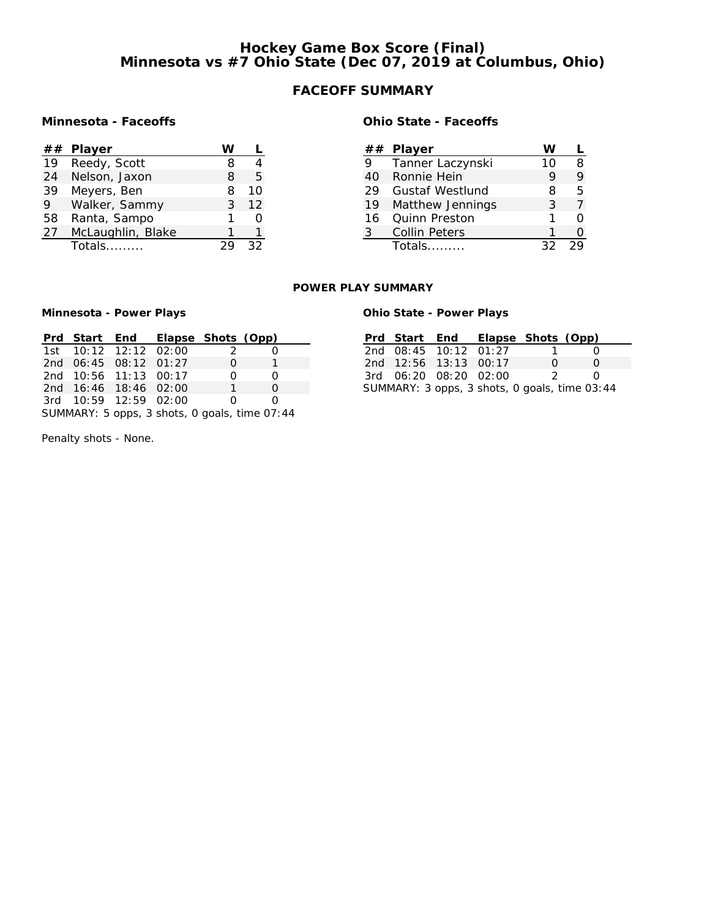# Hockey Game Box Score (Final)
# Minnesota vs #7 Ohio State (Dec 07, 2019 at Columbus, Ohio)

## FACEOFF SUMMARY

### Minnesota - Faceoffs

| ## | Player | W | L |
|---|---|---|---|
| 19 | Reedy, Scott | 8 | 4 |
| 24 | Nelson, Jaxon | 8 | 5 |
| 39 | Meyers, Ben | 8 | 10 |
| 9 | Walker, Sammy | 3 | 12 |
| 58 | Ranta, Sampo | 1 | 0 |
| 27 | McLaughlin, Blake | 1 | 1 |
| | Totals......... | 29 | 32 |

### Ohio State - Faceoffs

| ## | Player | W | L |
|---|---|---|---|
| 9 | Tanner Laczynski | 10 | 8 |
| 40 | Ronnie Hein | 9 | 9 |
| 29 | Gustaf Westlund | 8 | 5 |
| 19 | Matthew Jennings | 3 | 7 |
| 16 | Quinn Preston | 1 | 0 |
| 3 | Collin Peters | 1 | 0 |
| | Totals......... | 32 | 29 |

## POWER PLAY SUMMARY

### Minnesota - Power Plays

| Prd | Start | End | Elapse | Shots | (Opp) |
|---|---|---|---|---|---|
| 1st | 10:12 | 12:12 | 02:00 | 2 | 0 |
| 2nd | 06:45 | 08:12 | 01:27 | 0 | 1 |
| 2nd | 10:56 | 11:13 | 00:17 | 0 | 0 |
| 2nd | 16:46 | 18:46 | 02:00 | 1 | 0 |
| 3rd | 10:59 | 12:59 | 02:00 | 0 | 0 |

SUMMARY: 5 opps, 3 shots, 0 goals, time 07:44

### Ohio State - Power Plays

| Prd | Start | End | Elapse | Shots | (Opp) |
|---|---|---|---|---|---|
| 2nd | 08:45 | 10:12 | 01:27 | 1 | 0 |
| 2nd | 12:56 | 13:13 | 00:17 | 0 | 0 |
| 3rd | 06:20 | 08:20 | 02:00 | 2 | 0 |

SUMMARY: 3 opps, 3 shots, 0 goals, time 03:44

Penalty shots - None.